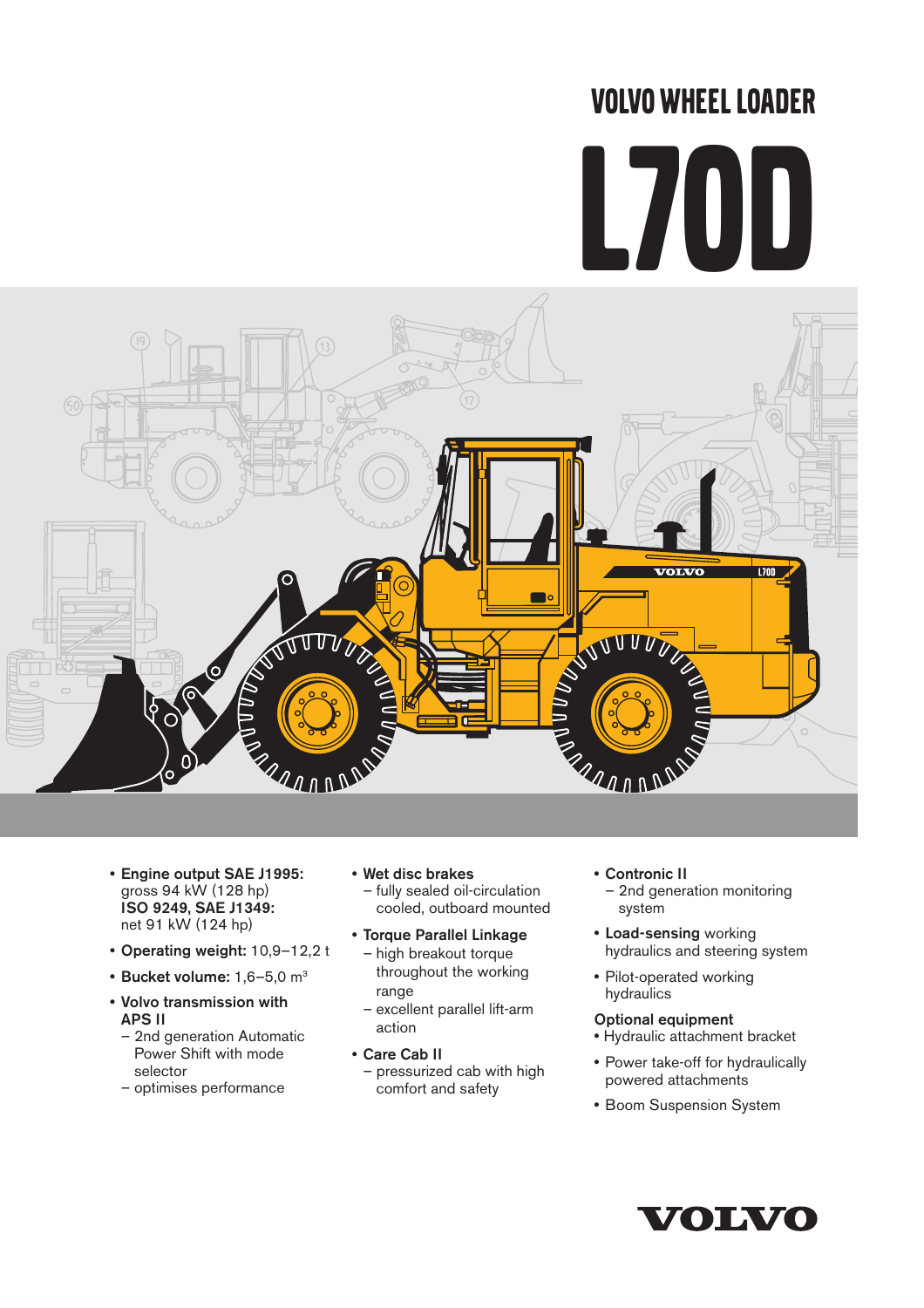# VOLVO WHEEL LOADER

# L70D

- **Engine output SAE J1995:** gross 94 kW (128 hp) **ISO 9249, SAE J1349:** net 91 kW (124 hp)
- **Operating weight:** 10,9–12,2 t
- **Bucket volume:** 1,6–5,0 m$^3$
- **Volvo transmission with APS II**
  - 2nd generation Automatic Power Shift with mode selector
  - optimises performance
- **Wet disc brakes**
  - fully sealed oil-circulation cooled, outboard mounted
- **Torque Parallel Linkage**
  - high breakout torque throughout the working range
  - excellent parallel lift-arm action
- **Care Cab II**
  - pressurized cab with high comfort and safety
- **Contronic II**
  - 2nd generation monitoring system
- **Load-sensing** working hydraulics and steering system
- Pilot-operated working hydraulics

**Optional equipment**

- Hydraulic attachment bracket
- Power take-off for hydraulically powered attachments
- Boom Suspension System

VOLVO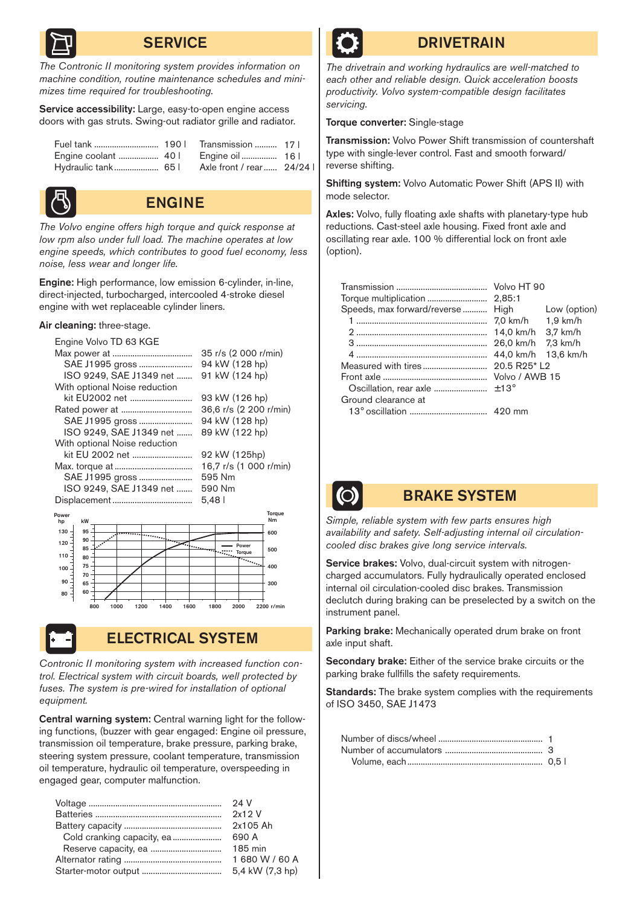## SERVICE

*The Contronic II monitoring system provides information on machine condition, routine maintenance schedules and minimizes time required for troubleshooting.*

**Service accessibility:** Large, easy-to-open engine access doors with gas struts. Swing-out radiator grille and radiator.

| | | | |
|---|---|---|---|
| Fuel tank | 190 l | Transmission | 17 l |
| Engine coolant | 40 l | Engine oil | 16 l |
| Hydraulic tank | 65 l | Axle front / rear | 24/24 l |

## ENGINE

*The Volvo engine offers high torque and quick response at low rpm also under full load. The machine operates at low engine speeds, which contributes to good fuel economy, less noise, less wear and longer life.*

**Engine:** High performance, low emission 6-cylinder, in-line, direct-injected, turbocharged, intercooled 4-stroke diesel engine with wet replaceable cylinder liners.

**Air cleaning:** three-stage.

| | |
|---|---|
| Engine Volvo TD 63 KGE | |
| Max power at | 35 r/s (2 000 r/min) |
| SAE J1995 gross | 94 kW (128 hp) |
| ISO 9249, SAE J1349 net | 91 kW (124 hp) |
| With optional Noise reduction kit EU2002 net | 93 kW (126 hp) |
| Rated power at | 36,6 r/s (2 200 r/min) |
| SAE J1995 gross | 94 kW (128 hp) |
| ISO 9249, SAE J1349 net | 89 kW (122 hp) |
| With optional Noise reduction kit EU 2002 net | 92 kW (125hp) |
| Max. torque at | 16,7 r/s (1 000 r/min) |
| SAE J1995 gross | 595 Nm |
| ISO 9249, SAE J1349 net | 590 Nm |
| Displacement | 5,48 l |

Power hp: 130, 120, 110, 100, 90, 80
kW: 95, 90, 85, 80, 75, 70, 65, 60
Torque Nm: 600, 500, 400, 300
Power
Torque
800 1000 1200 1400 1600 1800 2000 2200 r/min

## ELECTRICAL SYSTEM

*Contronic II monitoring system with increased function control. Electrical system with circuit boards, well protected by fuses. The system is pre-wired for installation of optional equipment.*

**Central warning system:** Central warning light for the following functions, (buzzer with gear engaged: Engine oil pressure, transmission oil temperature, brake pressure, parking brake, steering system pressure, coolant temperature, transmission oil temperature, hydraulic oil temperature, overspeeding in engaged gear, computer malfunction.

| | |
|---|---|
| Voltage | 24 V |
| Batteries | 2x12 V |
| Battery capacity | 2x105 Ah |
| Cold cranking capacity, ea | 690 A |
| Reserve capacity, ea | 185 min |
| Alternator rating | 1 680 W / 60 A |
| Starter-motor output | 5,4 kW (7,3 hp) |

## DRIVETRAIN

*The drivetrain and working hydraulics are well-matched to each other and reliable design. Quick acceleration boosts productivity. Volvo system-compatible design facilitates servicing.*

**Torque converter:** Single-stage

**Transmission:** Volvo Power Shift transmission of countershaft type with single-lever control. Fast and smooth forward/ reverse shifting.

**Shifting system:** Volvo Automatic Power Shift (APS II) with mode selector.

**Axles:** Volvo, fully floating axle shafts with planetary-type hub reductions. Cast-steel axle housing. Fixed front axle and oscillating rear axle. 100 % differential lock on front axle (option).

| | | |
|---|---|---|
| Transmission | Volvo HT 90 | |
| Torque multiplication | 2,85:1 | |
| Speeds, max forward/reverse | High | Low (option) |
| 1 | 7,0 km/h | 1,9 km/h |
| 2 | 14,0 km/h | 3,7 km/h |
| 3 | 26,0 km/h | 7,3 km/h |
| 4 | 44,0 km/h | 13,6 km/h |
| Measured with tires | 20.5 R25* L2 | |
| Front axle | Volvo / AWB 15 | |
| Oscillation, rear axle | ±13° | |
| Ground clearance at 13° oscillation | 420 mm | |

## BRAKE SYSTEM

*Simple, reliable system with few parts ensures high availability and safety. Self-adjusting internal oil circulation-cooled disc brakes give long service intervals.*

**Service brakes:** Volvo, dual-circuit system with nitrogen-charged accumulators. Fully hydraulically operated enclosed internal oil circulation-cooled disc brakes. Transmission declutch during braking can be preselected by a switch on the instrument panel.

**Parking brake:** Mechanically operated drum brake on front axle input shaft.

**Secondary brake:** Either of the service brake circuits or the parking brake fullfills the safety requirements.

**Standards:** The brake system complies with the requirements of ISO 3450, SAE J1473

| | |
|---|---|
| Number of discs/wheel | 1 |
| Number of accumulators | 3 |
| Volume, each | 0,5 l |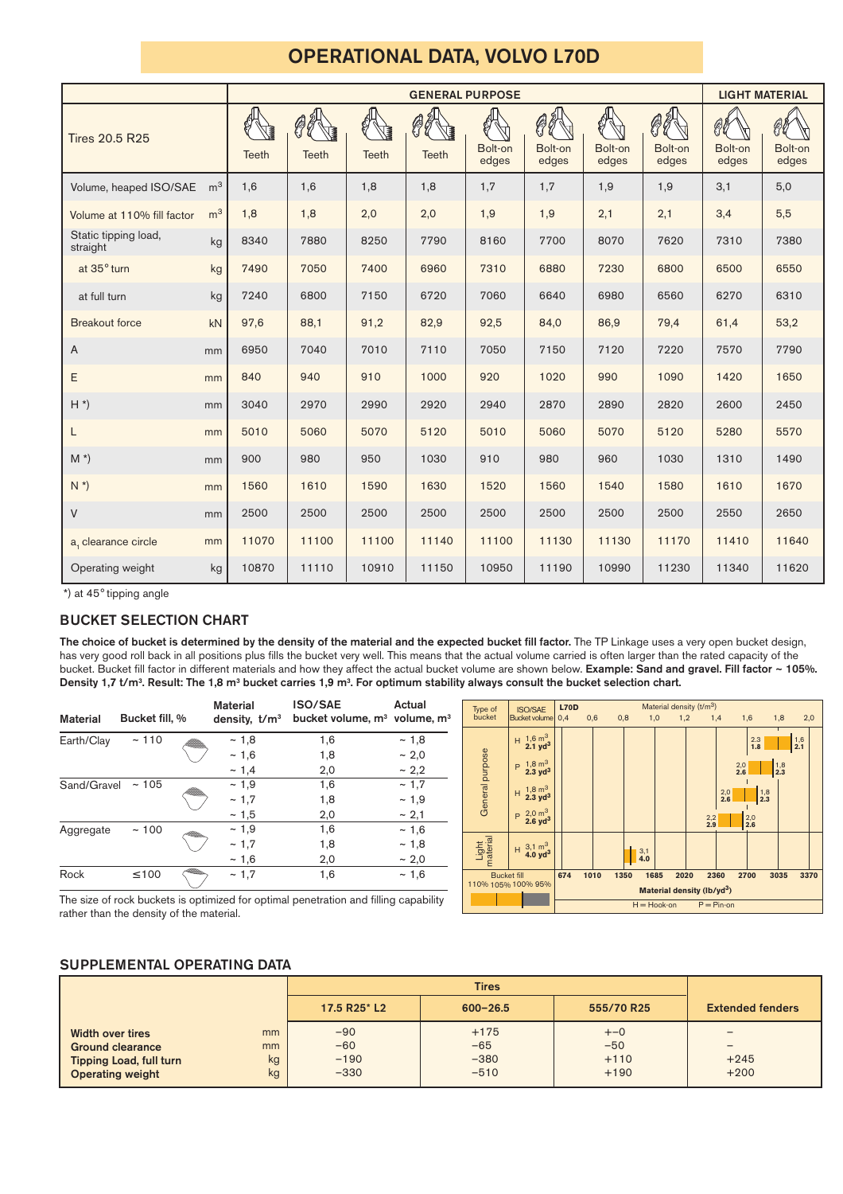# OPERATIONAL DATA, VOLVO L70D

| Tires 20.5 R25 | | GENERAL PURPOSE | | | | | | | | LIGHT MATERIAL | |
|---|---|---|---|---|---|---|---|---|---|---|---|
| | | Teeth | Teeth | Teeth | Teeth | Bolt-on edges | Bolt-on edges | Bolt-on edges | Bolt-on edges | Bolt-on edges | Bolt-on edges |
| Volume, heaped ISO/SAE | $m^3$ | 1,6 | 1,6 | 1,8 | 1,8 | 1,7 | 1,7 | 1,9 | 1,9 | 3,1 | 5,0 |
| Volume at 110% fill factor | $m^3$ | 1,8 | 1,8 | 2,0 | 2,0 | 1,9 | 1,9 | 2,1 | 2,1 | 3,4 | 5,5 |
| Static tipping load, straight | kg | 8340 | 7880 | 8250 | 7790 | 8160 | 7700 | 8070 | 7620 | 7310 | 7380 |
| at 35° turn | kg | 7490 | 7050 | 7400 | 6960 | 7310 | 6880 | 7230 | 6800 | 6500 | 6550 |
| at full turn | kg | 7240 | 6800 | 7150 | 6720 | 7060 | 6640 | 6980 | 6560 | 6270 | 6310 |
| Breakout force | kN | 97,6 | 88,1 | 91,2 | 82,9 | 92,5 | 84,0 | 86,9 | 79,4 | 61,4 | 53,2 |
| A | mm | 6950 | 7040 | 7010 | 7110 | 7050 | 7150 | 7120 | 7220 | 7570 | 7790 |
| E | mm | 840 | 940 | 910 | 1000 | 920 | 1020 | 990 | 1090 | 1420 | 1650 |
| H *) | mm | 3040 | 2970 | 2990 | 2920 | 2940 | 2870 | 2890 | 2820 | 2600 | 2450 |
| L | mm | 5010 | 5060 | 5070 | 5120 | 5010 | 5060 | 5070 | 5120 | 5280 | 5570 |
| M *) | mm | 900 | 980 | 950 | 1030 | 910 | 980 | 960 | 1030 | 1310 | 1490 |
| N *) | mm | 1560 | 1610 | 1590 | 1630 | 1520 | 1560 | 1540 | 1580 | 1610 | 1670 |
| V | mm | 2500 | 2500 | 2500 | 2500 | 2500 | 2500 | 2500 | 2500 | 2550 | 2650 |
| $a_1$ clearance circle | mm | 11070 | 11100 | 11100 | 11140 | 11100 | 11130 | 11130 | 11170 | 11410 | 11640 |
| Operating weight | kg | 10870 | 11110 | 10910 | 11150 | 10950 | 11190 | 10990 | 11230 | 11340 | 11620 |

*) at 45° tipping angle

## BUCKET SELECTION CHART

**The choice of bucket is determined by the density of the material and the expected bucket fill factor.** The TP Linkage uses a very open bucket design, has very good roll back in all positions plus fills the bucket very well. This means that the actual volume carried is often larger than the rated capacity of the bucket. Bucket fill factor in different materials and how they affect the actual bucket volume are shown below. **Example: Sand and gravel. Fill factor ~ 105%. Density 1,7 t/m³. Result: The 1,8 m³ bucket carries 1,9 m³. For optimum stability always consult the bucket selection chart.**

| Material | Bucket fill, % | Material density, t/m³ | ISO/SAE bucket volume, m³ | Actual volume, m³ |
|---|---|---|---|---|
| Earth/Clay | ~ 110 | ~ 1,8 | 1,6 | ~ 1,8 |
| | | ~ 1,6 | 1,8 | ~ 2,0 |
| | | ~ 1,4 | 2,0 | ~ 2,2 |
| Sand/Gravel | ~ 105 | ~ 1,9 | 1,6 | ~ 1,7 |
| | | ~ 1,7 | 1,8 | ~ 1,9 |
| | | ~ 1,5 | 2,0 | ~ 2,1 |
| Aggregate | ~ 100 | ~ 1,9 | 1,6 | ~ 1,6 |
| | | ~ 1,7 | 1,8 | ~ 1,8 |
| | | ~ 1,6 | 2,0 | ~ 2,0 |
| Rock | ≤100 | ~ 1,7 | 1,6 | ~ 1,6 |

The size of rock buckets is optimized for optimal penetration and filling capability rather than the density of the material.

| Type of bucket | ISO/SAE Bucket volume | L70D – Material density (t/m³): 0,4 · 0,6 · 0,8 · 1,0 · 1,2 · 1,4 · 1,6 · 1,8 · 2,0 |
|---|---|---|
| General purpose | H 1,6 m³ / 2.1 yd³ | 2,3 / 1.8 — 1,6 / 2.1 |
| General purpose | P 1,8 m³ / 2.3 yd³ | 2,0 / 2.6 — 1,8 / 2.3 |
| General purpose | H 1,8 m³ / 2.3 yd³ | 2,0 / 2.6 — 1,8 / 2.3 |
| General purpose | P 2,0 m³ / 2.6 yd³ | 2,2 / 2.9 — 2,0 / 2.6 |
| Light material | H 3,1 m³ / 4.0 yd³ | 3,1 / 4.0 |

Bucket fill: 110% 105% 100% 95%

Material density (lb/yd³): 674 · 1010 · 1350 · 1685 · 2020 · 2360 · 2700 · 3035 · 3370

H = Hook-on  P = Pin-on

## SUPPLEMENTAL OPERATING DATA

| | | Tires | | | |
|---|---|---|---|---|---|
| | | 17.5 R25* L2 | 600–26.5 | 555/70 R25 | Extended fenders |
| **Width over tires** | mm | –90 | +175 | +–0 | – |
| **Ground clearance** | mm | –60 | –65 | –50 | – |
| **Tipping Load, full turn** | kg | –190 | –380 | +110 | +245 |
| **Operating weight** | kg | –330 | –510 | +190 | +200 |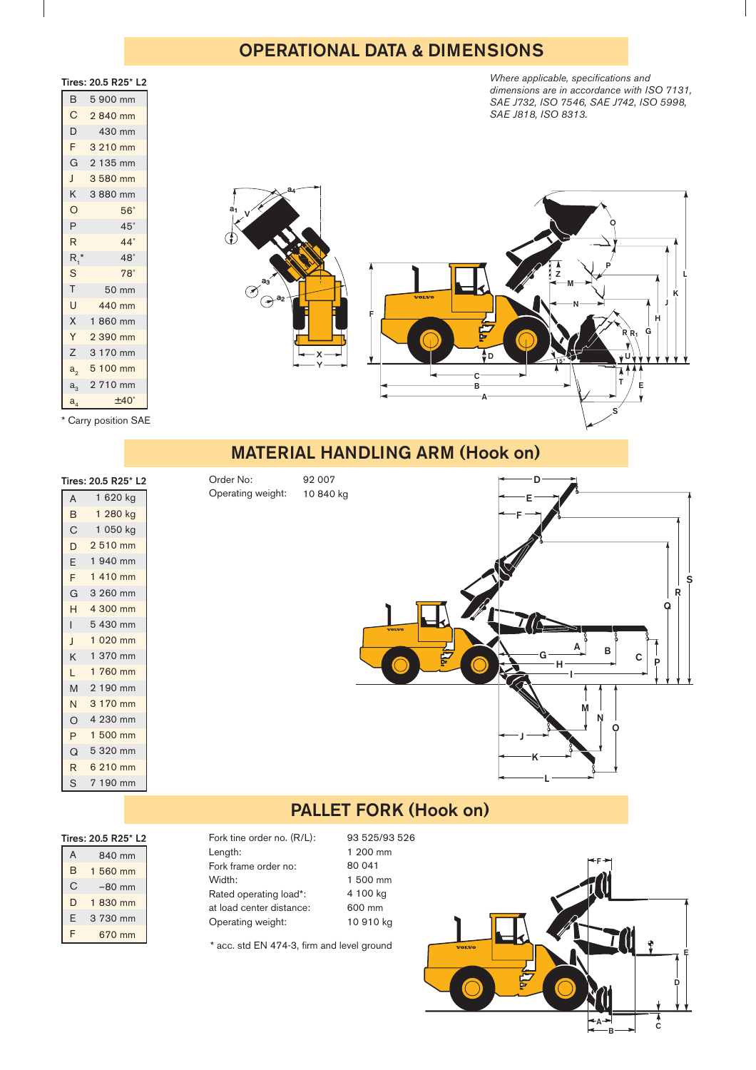## OPERATIONAL DATA & DIMENSIONS

*Where applicable, specifications and dimensions are in accordance with ISO 7131, SAE J732, ISO 7546, SAE J742, ISO 5998, SAE J818, ISO 8313.*

**Tires: 20.5 R25* L2**

| | |
|---|---|
| B | 5 900 mm |
| C | 2 840 mm |
| D | 430 mm |
| F | 3 210 mm |
| G | 2 135 mm |
| J | 3 580 mm |
| K | 3 880 mm |
| O | 56° |
| P | 45° |
| R | 44° |
| $R_1$* | 48° |
| S | 78° |
| T | 50 mm |
| U | 440 mm |
| X | 1 860 mm |
| Y | 2 390 mm |
| Z | 3 170 mm |
| $a_2$ | 5 100 mm |
| $a_3$ | 2 710 mm |
| $a_4$ | ±40° |

\* Carry position SAE

## MATERIAL HANDLING ARM (Hook on)

Order No: 92 007

Operating weight: 10 840 kg

**Tires: 20.5 R25* L2**

| | |
|---|---|
| A | 1 620 kg |
| B | 1 280 kg |
| C | 1 050 kg |
| D | 2 510 mm |
| E | 1 940 mm |
| F | 1 410 mm |
| G | 3 260 mm |
| H | 4 300 mm |
| I | 5 430 mm |
| J | 1 020 mm |
| K | 1 370 mm |
| L | 1 760 mm |
| M | 2 190 mm |
| N | 3 170 mm |
| O | 4 230 mm |
| P | 1 500 mm |
| Q | 5 320 mm |
| R | 6 210 mm |
| S | 7 190 mm |

## PALLET FORK (Hook on)

Fork tine order no. (R/L): 93 525/93 526

Length: 1 200 mm

Fork frame order no: 80 041

Width: 1 500 mm

Rated operating load*: 4 100 kg

at load center distance: 600 mm

Operating weight: 10 910 kg

\* acc. std EN 474-3, firm and level ground

**Tires: 20.5 R25* L2**

| | |
|---|---|
| A | 840 mm |
| B | 1 560 mm |
| C | −80 mm |
| D | 1 830 mm |
| E | 3 730 mm |
| F | 670 mm |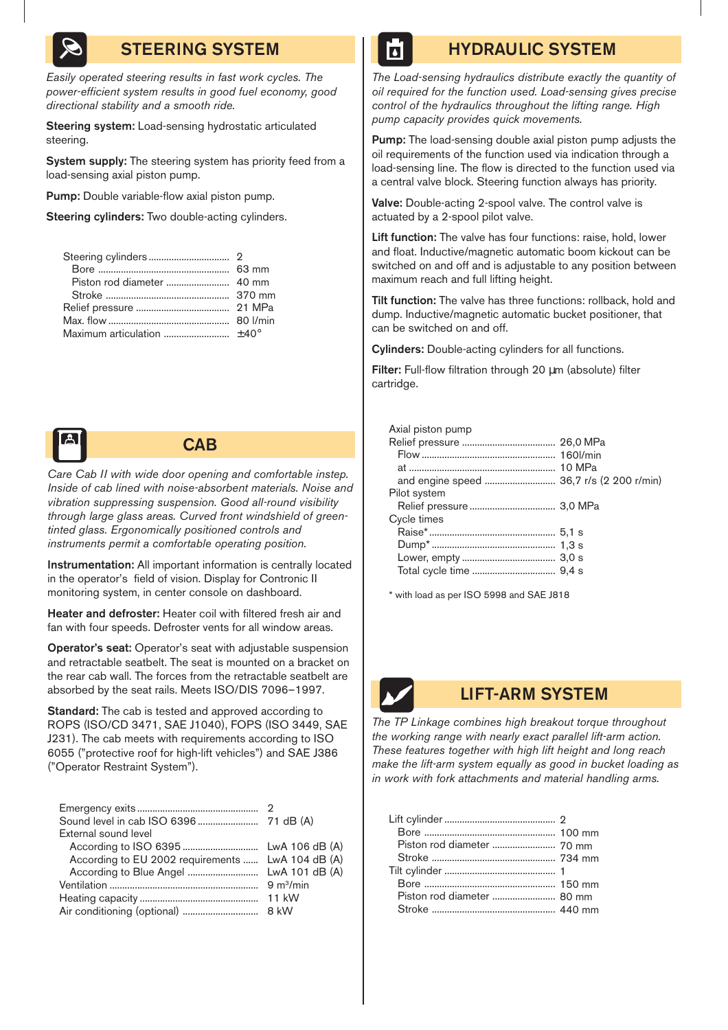## STEERING SYSTEM

*Easily operated steering results in fast work cycles. The power-efficient system results in good fuel economy, good directional stability and a smooth ride.*

**Steering system:** Load-sensing hydrostatic articulated steering.

**System supply:** The steering system has priority feed from a load-sensing axial piston pump.

**Pump:** Double variable-flow axial piston pump.

**Steering cylinders:** Two double-acting cylinders.

| | |
|---|---|
| Steering cylinders | 2 |
| Bore | 63 mm |
| Piston rod diameter | 40 mm |
| Stroke | 370 mm |
| Relief pressure | 21 MPa |
| Max. flow | 80 l/min |
| Maximum articulation | ±40° |

## CAB

*Care Cab II with wide door opening and comfortable instep. Inside of cab lined with noise-absorbent materials. Noise and vibration suppressing suspension. Good all-round visibility through large glass areas. Curved front windshield of green-tinted glass. Ergonomically positioned controls and instruments permit a comfortable operating position.*

**Instrumentation:** All important information is centrally located in the operator's field of vision. Display for Contronic II monitoring system, in center console on dashboard.

**Heater and defroster:** Heater coil with filtered fresh air and fan with four speeds. Defroster vents for all window areas.

**Operator's seat:** Operator's seat with adjustable suspension and retractable seatbelt. The seat is mounted on a bracket on the rear cab wall. The forces from the retractable seatbelt are absorbed by the seat rails. Meets ISO/DIS 7096–1997.

**Standard:** The cab is tested and approved according to ROPS (ISO/CD 3471, SAE J1040), FOPS (ISO 3449, SAE J231). The cab meets with requirements according to ISO 6055 ("protective roof for high-lift vehicles") and SAE J386 ("Operator Restraint System").

| | |
|---|---|
| Emergency exits | 2 |
| Sound level in cab ISO 6396 | 71 dB (A) |
| External sound level | |
| According to ISO 6395 | LwA 106 dB (A) |
| According to EU 2002 requirements | LwA 104 dB (A) |
| According to Blue Angel | LwA 101 dB (A) |
| Ventilation | 9 m³/min |
| Heating capacity | 11 kW |
| Air conditioning (optional) | 8 kW |

## HYDRAULIC SYSTEM

*The Load-sensing hydraulics distribute exactly the quantity of oil required for the function used. Load-sensing gives precise control of the hydraulics throughout the lifting range. High pump capacity provides quick movements.*

**Pump:** The load-sensing double axial piston pump adjusts the oil requirements of the function used via indication through a load-sensing line. The flow is directed to the function used via a central valve block. Steering function always has priority.

**Valve:** Double-acting 2-spool valve. The control valve is actuated by a 2-spool pilot valve.

**Lift function:** The valve has four functions: raise, hold, lower and float. Inductive/magnetic automatic boom kickout can be switched on and off and is adjustable to any position between maximum reach and full lifting height.

**Tilt function:** The valve has three functions: rollback, hold and dump. Inductive/magnetic automatic bucket positioner, that can be switched on and off.

**Cylinders:** Double-acting cylinders for all functions.

**Filter:** Full-flow filtration through 20 µm (absolute) filter cartridge.

| | |
|---|---|
| Axial piston pump | |
| Relief pressure | 26,0 MPa |
| Flow | 160l/min |
| at | 10 MPa |
| and engine speed | 36,7 r/s (2 200 r/min) |
| Pilot system | |
| Relief pressure | 3,0 MPa |
| Cycle times | |
| Raise* | 5,1 s |
| Dump* | 1,3 s |
| Lower, empty | 3,0 s |
| Total cycle time | 9,4 s |

\* with load as per ISO 5998 and SAE J818

## LIFT-ARM SYSTEM

*The TP Linkage combines high breakout torque throughout the working range with nearly exact parallel lift-arm action. These features together with high lift height and long reach make the lift-arm system equally as good in bucket loading as in work with fork attachments and material handling arms.*

| | |
|---|---|
| Lift cylinder | 2 |
| Bore | 100 mm |
| Piston rod diameter | 70 mm |
| Stroke | 734 mm |
| Tilt cylinder | 1 |
| Bore | 150 mm |
| Piston rod diameter | 80 mm |
| Stroke | 440 mm |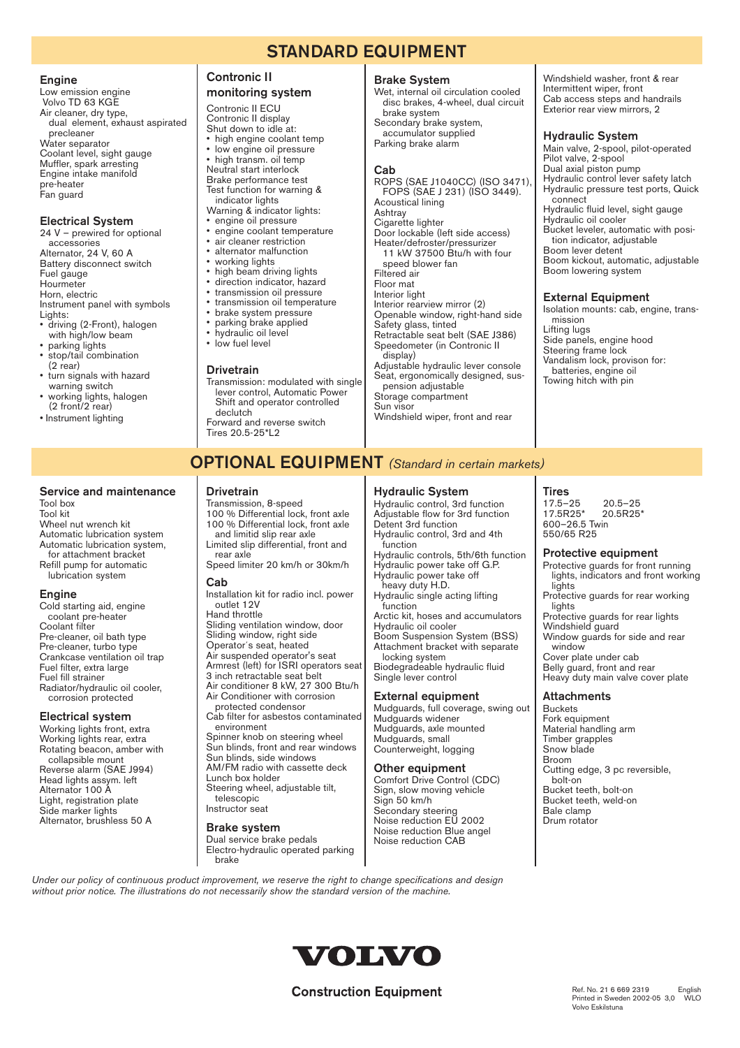# STANDARD EQUIPMENT

### Engine

Low emission engine Volvo TD 63 KGE
Air cleaner, dry type, dual element, exhaust aspirated precleaner
Water separator
Coolant level, sight gauge
Muffler, spark arresting
Engine intake manifold pre-heater
Fan guard

### Electrical System

24 V – prewired for optional accessories
Alternator, 24 V, 60 A
Battery disconnect switch
Fuel gauge
Hourmeter
Horn, electric
Instrument panel with symbols
Lights:

- driving (2-Front), halogen with high/low beam
- parking lights
- stop/tail combination (2 rear)
- turn signals with hazard warning switch
- working lights, halogen (2 front/2 rear)
- Instrument lighting

### Contronic II monitoring system

Contronic II ECU
Contronic II display
Shut down to idle at:

- high engine coolant temp
- low engine oil pressure
- high transm. oil temp

Neutral start interlock
Brake performance test
Test function for warning & indicator lights
Warning & indicator lights:

- engine oil pressure
- engine coolant temperature
- air cleaner restriction
- alternator malfunction
- working lights
- high beam driving lights
- direction indicator, hazard
- transmission oil pressure
- transmission oil temperature
- brake system pressure
- parking brake applied
- hydraulic oil level
- low fuel level

### Drivetrain

Transmission: modulated with single lever control, Automatic Power Shift and operator controlled declutch
Forward and reverse switch
Tires 20.5-25*L2

### Brake System

Wet, internal oil circulation cooled disc brakes, 4-wheel, dual circuit brake system
Secondary brake system, accumulator supplied
Parking brake alarm

### Cab

ROPS (SAE J1040CC) (ISO 3471), FOPS (SAE J 231) (ISO 3449).
Acoustical lining
Ashtray
Cigarette lighter
Door lockable (left side access)
Heater/defroster/pressurizer 11 kW 37500 Btu/h with four speed blower fan
Filtered air
Floor mat
Interior light
Interior rearview mirror (2)
Openable window, right-hand side
Safety glass, tinted
Retractable seat belt (SAE J386)
Speedometer (in Contronic II display)
Adjustable hydraulic lever console
Seat, ergonomically designed, suspension adjustable
Storage compartment
Sun visor
Windshield wiper, front and rear
Windshield washer, front & rear
Intermittent wiper, front
Cab access steps and handrails
Exterior rear view mirrors, 2

### Hydraulic System

Main valve, 2-spool, pilot-operated
Pilot valve, 2-spool
Dual axial piston pump
Hydraulic control lever safety latch
Hydraulic pressure test ports, Quick connect
Hydraulic fluid level, sight gauge
Hydraulic oil cooler
Bucket leveler, automatic with position indicator, adjustable
Boom lever detent
Boom kickout, automatic, adjustable
Boom lowering system

### External Equipment

Isolation mounts: cab, engine, transmission
Lifting lugs
Side panels, engine hood
Steering frame lock
Vandalism lock, provison for: batteries, engine oil
Towing hitch with pin

# OPTIONAL EQUIPMENT *(Standard in certain markets)*

### Service and maintenance

Tool box
Tool kit
Wheel nut wrench kit
Automatic lubrication system
Automatic lubrication system, for attachment bracket
Refill pump for automatic lubrication system

### Engine

Cold starting aid, engine coolant pre-heater
Coolant filter
Pre-cleaner, oil bath type
Pre-cleaner, turbo type
Crankcase ventilation oil trap
Fuel filter, extra large
Fuel fill strainer
Radiator/hydraulic oil cooler, corrosion protected

### Electrical system

Working lights front, extra
Working lights rear, extra
Rotating beacon, amber with collapsible mount
Reverse alarm (SAE J994)
Head lights assym. left
Alternator 100 A
Light, registration plate
Side marker lights
Alternator, brushless 50 A

### Drivetrain

Transmission, 8-speed
100 % Differential lock, front axle
100 % Differential lock, front axle and limitid slip rear axle
Limited slip differential, front and rear axle
Speed limiter 20 km/h or 30km/h

### Cab

Installation kit for radio incl. power outlet 12V
Hand throttle
Sliding ventilation window, door
Sliding window, right side
Operator´s seat, heated
Air suspended operator's seat
Armrest (left) for ISRI operators seat
3 inch retractable seat belt
Air conditioner 8 kW, 27 300 Btu/h
Air Conditioner with corrosion protected condensor
Cab filter for asbestos contaminated environment
Spinner knob on steering wheel
Sun blinds, front and rear windows
Sun blinds, side windows
AM/FM radio with cassette deck
Lunch box holder
Steering wheel, adjustable tilt, telescopic
Instructor seat

### Brake system

Dual service brake pedals
Electro-hydraulic operated parking brake

### Hydraulic System

Hydraulic control, 3rd function
Adjustable flow for 3rd function
Detent 3rd function
Hydraulic control, 3rd and 4th function
Hydraulic controls, 5th/6th function
Hydraulic power take off G.P.
Hydraulic power take off heavy duty H.D.
Hydraulic single acting lifting function
Arctic kit, hoses and accumulators
Hydraulic oil cooler
Boom Suspension System (BSS)
Attachment bracket with separate locking system
Biodegradeable hydraulic fluid
Single lever control

### External equipment

Mudguards, full coverage, swing out
Mudguards widener
Mudguards, axle mounted
Mudguards, small
Counterweight, logging

### Other equipment

Comfort Drive Control (CDC)
Sign, slow moving vehicle
Sign 50 km/h
Secondary steering
Noise reduction EU 2002
Noise reduction Blue angel
Noise reduction CAB

### Tires

| | |
|---|---|
| 17.5–25 | 20.5–25 |
| 17.5R25* | 20.5R25* |
| 600–26.5 Twin | |
| 550/65 R25 | |

### Protective equipment

Protective guards for front running lights, indicators and front working lights
Protective guards for rear working lights
Protective guards for rear lights
Windshield guard
Window guards for side and rear window
Cover plate under cab
Belly guard, front and rear
Heavy duty main valve cover plate

### Attachments

Buckets
Fork equipment
Material handling arm
Timber grapples
Snow blade
Broom
Cutting edge, 3 pc reversible, bolt-on
Bucket teeth, bolt-on
Bucket teeth, weld-on
Bale clamp
Drum rotator

*Under our policy of continuous product improvement, we reserve the right to change specifications and design without prior notice. The illustrations do not necessarily show the standard version of the machine.*

VOLVO

Construction Equipment

Ref. No. 21 6 669 2319 English
Printed in Sweden 2002-05 3,0 WLO
Volvo Eskilstuna